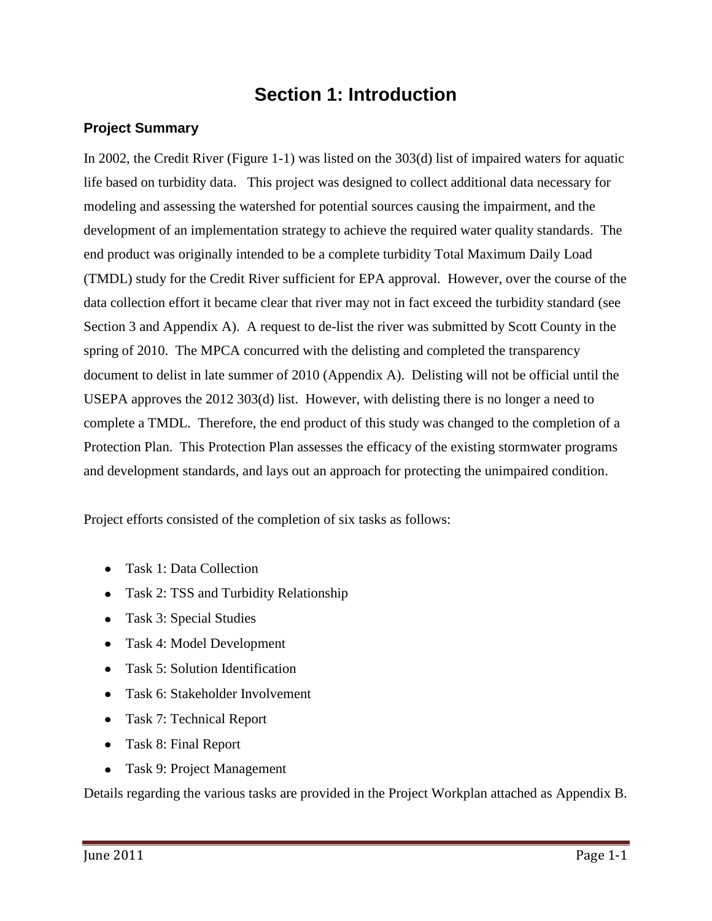# Section 1: Introduction

## Project Summary

In 2002, the Credit River (Figure 1-1) was listed on the 303(d) list of impaired waters for aquatic life based on turbidity data. This project was designed to collect additional data necessary for modeling and assessing the watershed for potential sources causing the impairment, and the development of an implementation strategy to achieve the required water quality standards. The end product was originally intended to be a complete turbidity Total Maximum Daily Load (TMDL) study for the Credit River sufficient for EPA approval. However, over the course of the data collection effort it became clear that river may not in fact exceed the turbidity standard (see Section 3 and Appendix A). A request to de-list the river was submitted by Scott County in the spring of 2010. The MPCA concurred with the delisting and completed the transparency document to delist in late summer of 2010 (Appendix A). Delisting will not be official until the USEPA approves the 2012 303(d) list. However, with delisting there is no longer a need to complete a TMDL. Therefore, the end product of this study was changed to the completion of a Protection Plan. This Protection Plan assesses the efficacy of the existing stormwater programs and development standards, and lays out an approach for protecting the unimpaired condition.

Project efforts consisted of the completion of six tasks as follows:

- Task 1: Data Collection
- Task 2: TSS and Turbidity Relationship
- Task 3: Special Studies
- Task 4: Model Development
- Task 5: Solution Identification
- Task 6: Stakeholder Involvement
- Task 7: Technical Report
- Task 8: Final Report
- Task 9: Project Management

Details regarding the various tasks are provided in the Project Workplan attached as Appendix B.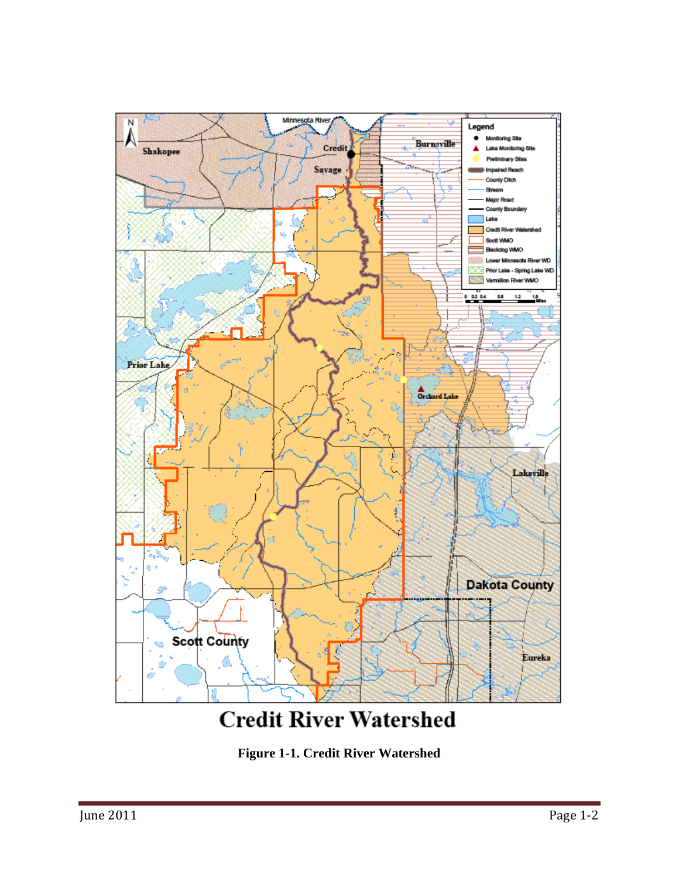Figure 1-1. Credit River Watershed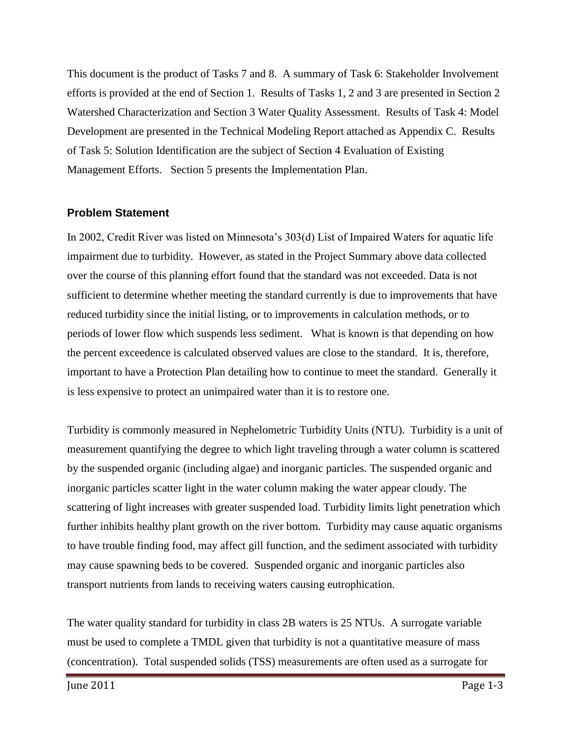This document is the product of Tasks 7 and 8. A summary of Task 6: Stakeholder Involvement efforts is provided at the end of Section 1. Results of Tasks 1, 2 and 3 are presented in Section 2 Watershed Characterization and Section 3 Water Quality Assessment. Results of Task 4: Model Development are presented in the Technical Modeling Report attached as Appendix C. Results of Task 5: Solution Identification are the subject of Section 4 Evaluation of Existing Management Efforts. Section 5 presents the Implementation Plan.

## Problem Statement

In 2002, Credit River was listed on Minnesota's 303(d) List of Impaired Waters for aquatic life impairment due to turbidity. However, as stated in the Project Summary above data collected over the course of this planning effort found that the standard was not exceeded. Data is not sufficient to determine whether meeting the standard currently is due to improvements that have reduced turbidity since the initial listing, or to improvements in calculation methods, or to periods of lower flow which suspends less sediment. What is known is that depending on how the percent exceedence is calculated observed values are close to the standard. It is, therefore, important to have a Protection Plan detailing how to continue to meet the standard. Generally it is less expensive to protect an unimpaired water than it is to restore one.

Turbidity is commonly measured in Nephelometric Turbidity Units (NTU). Turbidity is a unit of measurement quantifying the degree to which light traveling through a water column is scattered by the suspended organic (including algae) and inorganic particles. The suspended organic and inorganic particles scatter light in the water column making the water appear cloudy. The scattering of light increases with greater suspended load. Turbidity limits light penetration which further inhibits healthy plant growth on the river bottom. Turbidity may cause aquatic organisms to have trouble finding food, may affect gill function, and the sediment associated with turbidity may cause spawning beds to be covered. Suspended organic and inorganic particles also transport nutrients from lands to receiving waters causing eutrophication.

The water quality standard for turbidity in class 2B waters is 25 NTUs. A surrogate variable must be used to complete a TMDL given that turbidity is not a quantitative measure of mass (concentration). Total suspended solids (TSS) measurements are often used as a surrogate for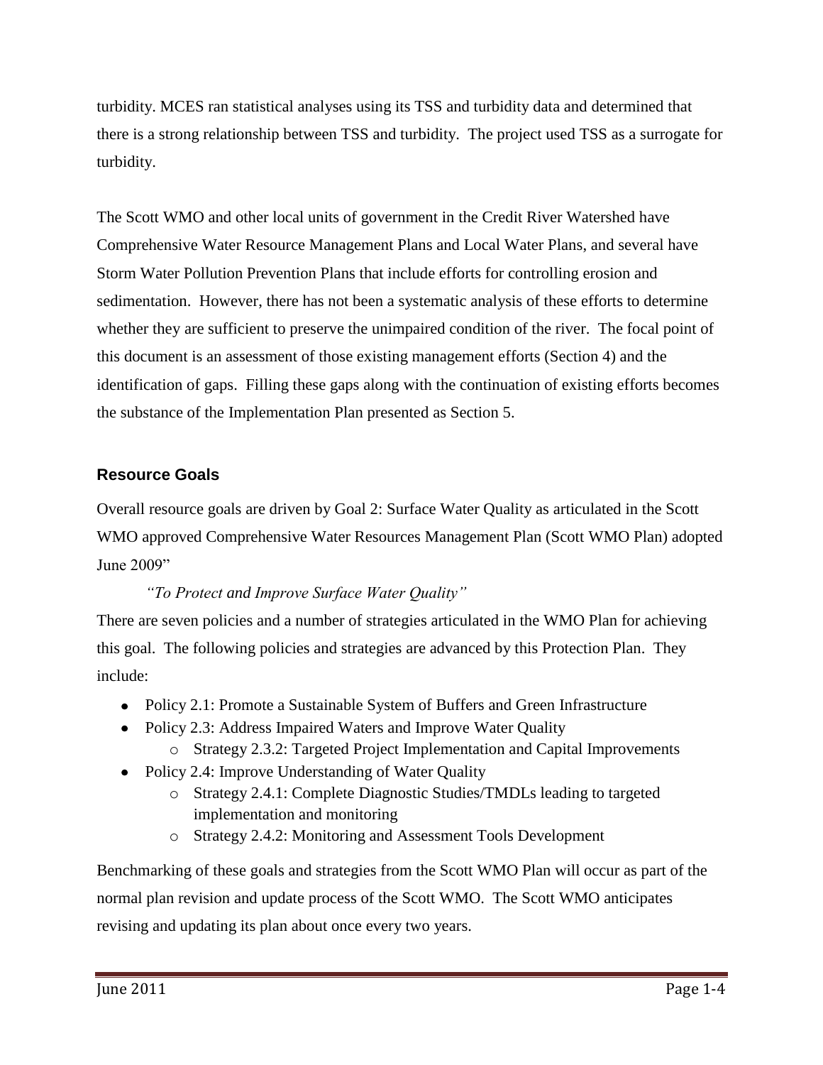turbidity. MCES ran statistical analyses using its TSS and turbidity data and determined that there is a strong relationship between TSS and turbidity. The project used TSS as a surrogate for turbidity.

The Scott WMO and other local units of government in the Credit River Watershed have Comprehensive Water Resource Management Plans and Local Water Plans, and several have Storm Water Pollution Prevention Plans that include efforts for controlling erosion and sedimentation. However, there has not been a systematic analysis of these efforts to determine whether they are sufficient to preserve the unimpaired condition of the river. The focal point of this document is an assessment of those existing management efforts (Section 4) and the identification of gaps. Filling these gaps along with the continuation of existing efforts becomes the substance of the Implementation Plan presented as Section 5.

### Resource Goals

Overall resource goals are driven by Goal 2: Surface Water Quality as articulated in the Scott WMO approved Comprehensive Water Resources Management Plan (Scott WMO Plan) adopted June 2009"

*"To Protect and Improve Surface Water Quality"*

There are seven policies and a number of strategies articulated in the WMO Plan for achieving this goal. The following policies and strategies are advanced by this Protection Plan. They include:

- Policy 2.1: Promote a Sustainable System of Buffers and Green Infrastructure
- Policy 2.3: Address Impaired Waters and Improve Water Quality
    - Strategy 2.3.2: Targeted Project Implementation and Capital Improvements
- Policy 2.4: Improve Understanding of Water Quality
    - Strategy 2.4.1: Complete Diagnostic Studies/TMDLs leading to targeted implementation and monitoring
    - Strategy 2.4.2: Monitoring and Assessment Tools Development

Benchmarking of these goals and strategies from the Scott WMO Plan will occur as part of the normal plan revision and update process of the Scott WMO. The Scott WMO anticipates revising and updating its plan about once every two years.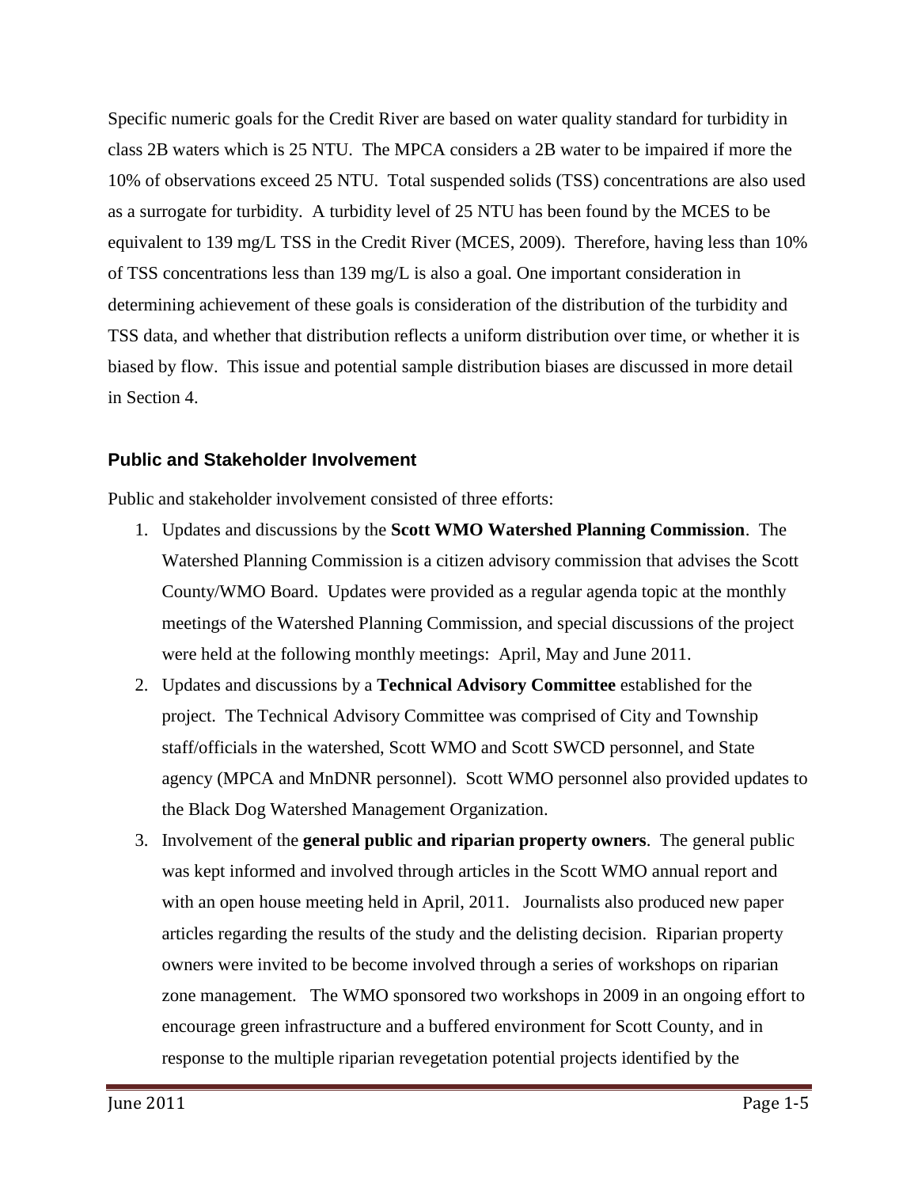Specific numeric goals for the Credit River are based on water quality standard for turbidity in class 2B waters which is 25 NTU. The MPCA considers a 2B water to be impaired if more the 10% of observations exceed 25 NTU. Total suspended solids (TSS) concentrations are also used as a surrogate for turbidity. A turbidity level of 25 NTU has been found by the MCES to be equivalent to 139 mg/L TSS in the Credit River (MCES, 2009). Therefore, having less than 10% of TSS concentrations less than 139 mg/L is also a goal. One important consideration in determining achievement of these goals is consideration of the distribution of the turbidity and TSS data, and whether that distribution reflects a uniform distribution over time, or whether it is biased by flow. This issue and potential sample distribution biases are discussed in more detail in Section 4.

### Public and Stakeholder Involvement

Public and stakeholder involvement consisted of three efforts:

1. Updates and discussions by the **Scott WMO Watershed Planning Commission**. The Watershed Planning Commission is a citizen advisory commission that advises the Scott County/WMO Board. Updates were provided as a regular agenda topic at the monthly meetings of the Watershed Planning Commission, and special discussions of the project were held at the following monthly meetings: April, May and June 2011.
2. Updates and discussions by a **Technical Advisory Committee** established for the project. The Technical Advisory Committee was comprised of City and Township staff/officials in the watershed, Scott WMO and Scott SWCD personnel, and State agency (MPCA and MnDNR personnel). Scott WMO personnel also provided updates to the Black Dog Watershed Management Organization.
3. Involvement of the **general public and riparian property owners**. The general public was kept informed and involved through articles in the Scott WMO annual report and with an open house meeting held in April, 2011. Journalists also produced new paper articles regarding the results of the study and the delisting decision. Riparian property owners were invited to be become involved through a series of workshops on riparian zone management. The WMO sponsored two workshops in 2009 in an ongoing effort to encourage green infrastructure and a buffered environment for Scott County, and in response to the multiple riparian revegetation potential projects identified by the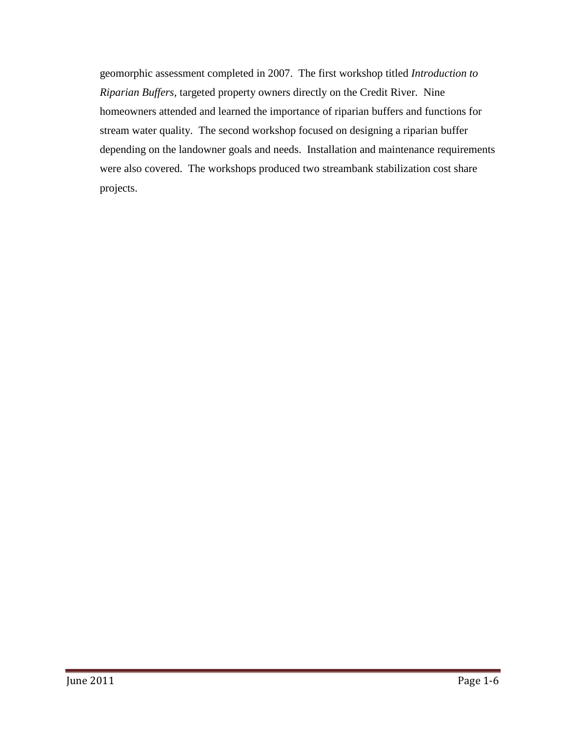geomorphic assessment completed in 2007. The first workshop titled *Introduction to Riparian Buffers,* targeted property owners directly on the Credit River. Nine homeowners attended and learned the importance of riparian buffers and functions for stream water quality. The second workshop focused on designing a riparian buffer depending on the landowner goals and needs. Installation and maintenance requirements were also covered. The workshops produced two streambank stabilization cost share projects.